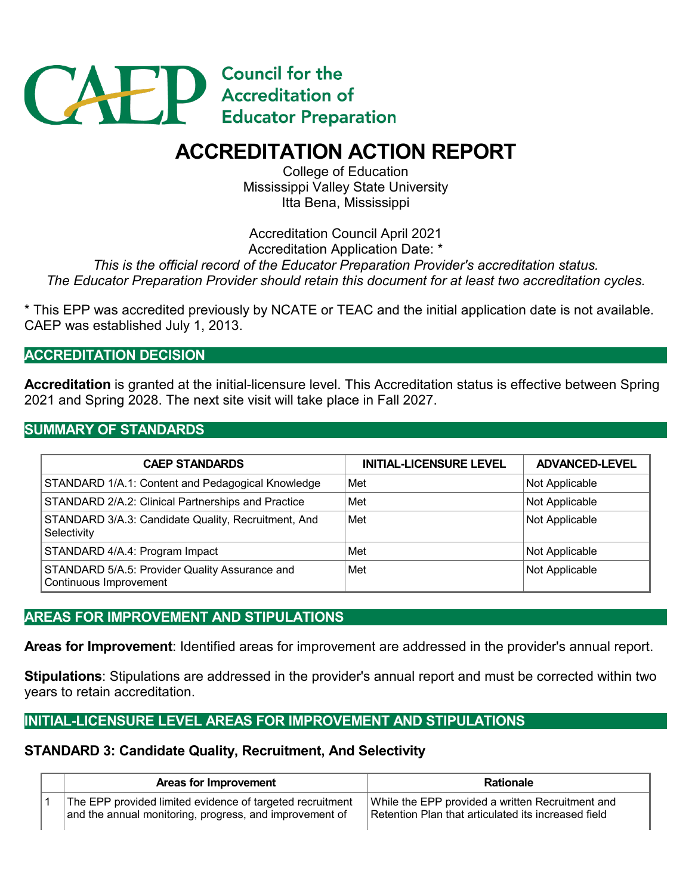Council for the Accreditation of Educator Preparation

# ACCREDITATION ACTION REPORT

College of Education
Mississippi Valley State University
Itta Bena, Mississippi

Accreditation Council April 2021
Accreditation Application Date: *

*This is the official record of the Educator Preparation Provider's accreditation status.*
*The Educator Preparation Provider should retain this document for at least two accreditation cycles.*

* This EPP was accredited previously by NCATE or TEAC and the initial application date is not available. CAEP was established July 1, 2013.

## ACCREDITATION DECISION

**Accreditation** is granted at the initial-licensure level. This Accreditation status is effective between Spring 2021 and Spring 2028. The next site visit will take place in Fall 2027.

## SUMMARY OF STANDARDS

| CAEP STANDARDS | INITIAL-LICENSURE LEVEL | ADVANCED-LEVEL |
|---|---|---|
| STANDARD 1/A.1: Content and Pedagogical Knowledge | Met | Not Applicable |
| STANDARD 2/A.2: Clinical Partnerships and Practice | Met | Not Applicable |
| STANDARD 3/A.3: Candidate Quality, Recruitment, And Selectivity | Met | Not Applicable |
| STANDARD 4/A.4: Program Impact | Met | Not Applicable |
| STANDARD 5/A.5: Provider Quality Assurance and Continuous Improvement | Met | Not Applicable |

## AREAS FOR IMPROVEMENT AND STIPULATIONS

**Areas for Improvement**: Identified areas for improvement are addressed in the provider's annual report.

**Stipulations**: Stipulations are addressed in the provider's annual report and must be corrected within two years to retain accreditation.

## INITIAL-LICENSURE LEVEL AREAS FOR IMPROVEMENT AND STIPULATIONS

### STANDARD 3: Candidate Quality, Recruitment, And Selectivity

| | Areas for Improvement | Rationale |
|---|---|---|
| 1 | The EPP provided limited evidence of targeted recruitment and the annual monitoring, progress, and improvement of | While the EPP provided a written Recruitment and Retention Plan that articulated its increased field |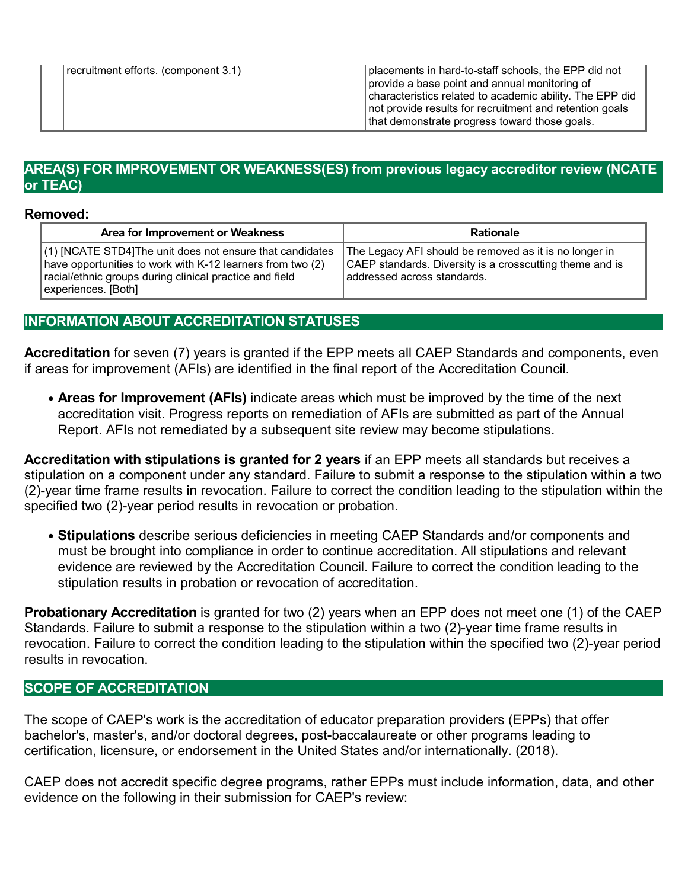| | recruitment efforts. (component 3.1) | placements in hard-to-staff schools, the EPP did not provide a base point and annual monitoring of characteristics related to academic ability. The EPP did not provide results for recruitment and retention goals that demonstrate progress toward those goals. |
|---|---|---|

## AREA(S) FOR IMPROVEMENT OR WEAKNESS(ES) from previous legacy accreditor review (NCATE or TEAC)

**Removed:**

| Area for Improvement or Weakness | Rationale |
|---|---|
| (1) [NCATE STD4]The unit does not ensure that candidates have opportunities to work with K-12 learners from two (2) racial/ethnic groups during clinical practice and field experiences. [Both] | The Legacy AFI should be removed as it is no longer in CAEP standards. Diversity is a crosscutting theme and is addressed across standards. |

## INFORMATION ABOUT ACCREDITATION STATUSES

**Accreditation** for seven (7) years is granted if the EPP meets all CAEP Standards and components, even if areas for improvement (AFIs) are identified in the final report of the Accreditation Council.

- **Areas for Improvement (AFIs)** indicate areas which must be improved by the time of the next accreditation visit. Progress reports on remediation of AFIs are submitted as part of the Annual Report. AFIs not remediated by a subsequent site review may become stipulations.

**Accreditation with stipulations is granted for 2 years** if an EPP meets all standards but receives a stipulation on a component under any standard. Failure to submit a response to the stipulation within a two (2)-year time frame results in revocation. Failure to correct the condition leading to the stipulation within the specified two (2)-year period results in revocation or probation.

- **Stipulations** describe serious deficiencies in meeting CAEP Standards and/or components and must be brought into compliance in order to continue accreditation. All stipulations and relevant evidence are reviewed by the Accreditation Council. Failure to correct the condition leading to the stipulation results in probation or revocation of accreditation.

**Probationary Accreditation** is granted for two (2) years when an EPP does not meet one (1) of the CAEP Standards. Failure to submit a response to the stipulation within a two (2)-year time frame results in revocation. Failure to correct the condition leading to the stipulation within the specified two (2)-year period results in revocation.

## SCOPE OF ACCREDITATION

The scope of CAEP's work is the accreditation of educator preparation providers (EPPs) that offer bachelor's, master's, and/or doctoral degrees, post-baccalaureate or other programs leading to certification, licensure, or endorsement in the United States and/or internationally. (2018).

CAEP does not accredit specific degree programs, rather EPPs must include information, data, and other evidence on the following in their submission for CAEP's review: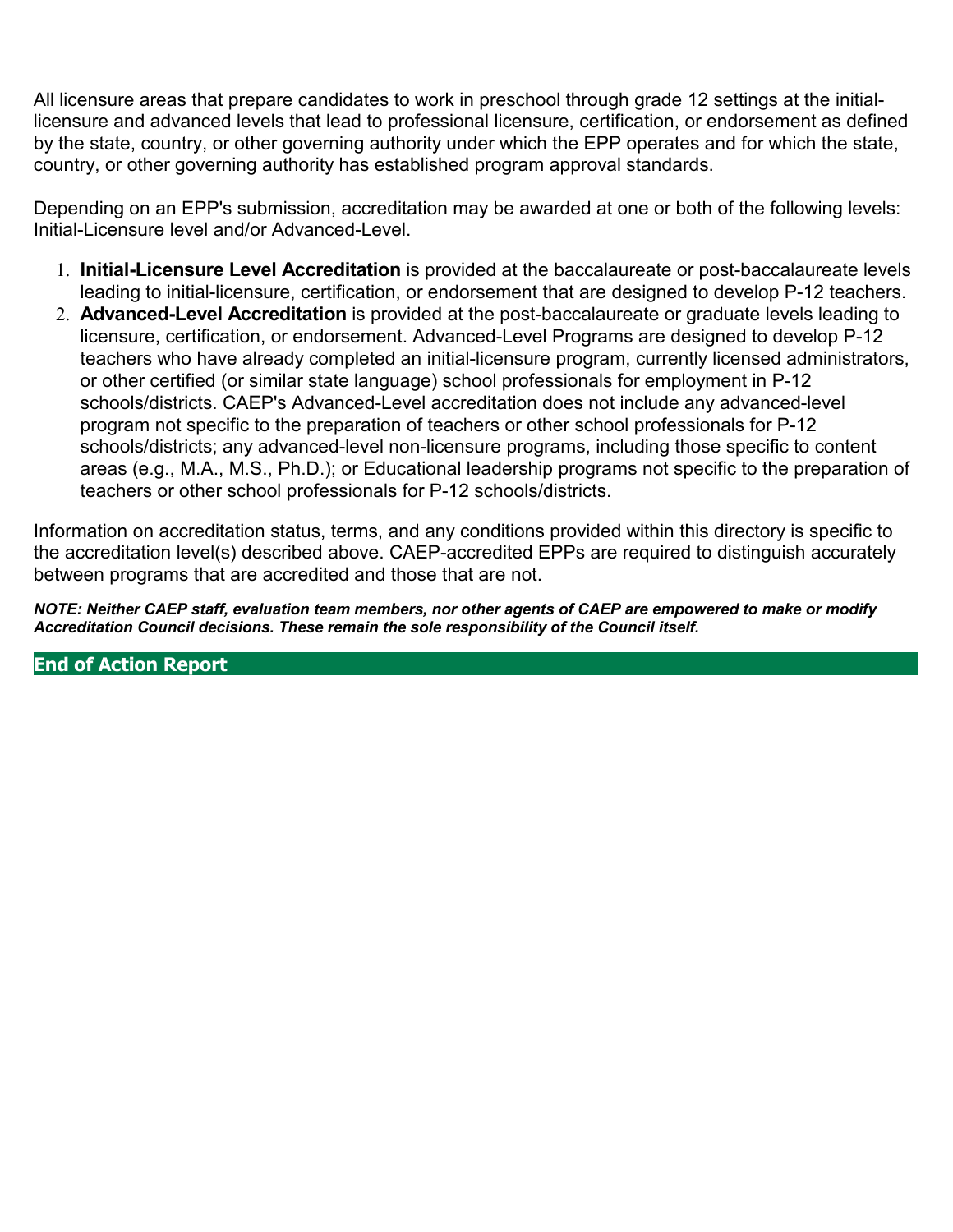All licensure areas that prepare candidates to work in preschool through grade 12 settings at the initial-licensure and advanced levels that lead to professional licensure, certification, or endorsement as defined by the state, country, or other governing authority under which the EPP operates and for which the state, country, or other governing authority has established program approval standards.

Depending on an EPP's submission, accreditation may be awarded at one or both of the following levels: Initial-Licensure level and/or Advanced-Level.

1. **Initial-Licensure Level Accreditation** is provided at the baccalaureate or post-baccalaureate levels leading to initial-licensure, certification, or endorsement that are designed to develop P-12 teachers.
2. **Advanced-Level Accreditation** is provided at the post-baccalaureate or graduate levels leading to licensure, certification, or endorsement. Advanced-Level Programs are designed to develop P-12 teachers who have already completed an initial-licensure program, currently licensed administrators, or other certified (or similar state language) school professionals for employment in P-12 schools/districts. CAEP's Advanced-Level accreditation does not include any advanced-level program not specific to the preparation of teachers or other school professionals for P-12 schools/districts; any advanced-level non-licensure programs, including those specific to content areas (e.g., M.A., M.S., Ph.D.); or Educational leadership programs not specific to the preparation of teachers or other school professionals for P-12 schools/districts.

Information on accreditation status, terms, and any conditions provided within this directory is specific to the accreditation level(s) described above. CAEP-accredited EPPs are required to distinguish accurately between programs that are accredited and those that are not.

***NOTE: Neither CAEP staff, evaluation team members, nor other agents of CAEP are empowered to make or modify Accreditation Council decisions. These remain the sole responsibility of the Council itself.***

## End of Action Report